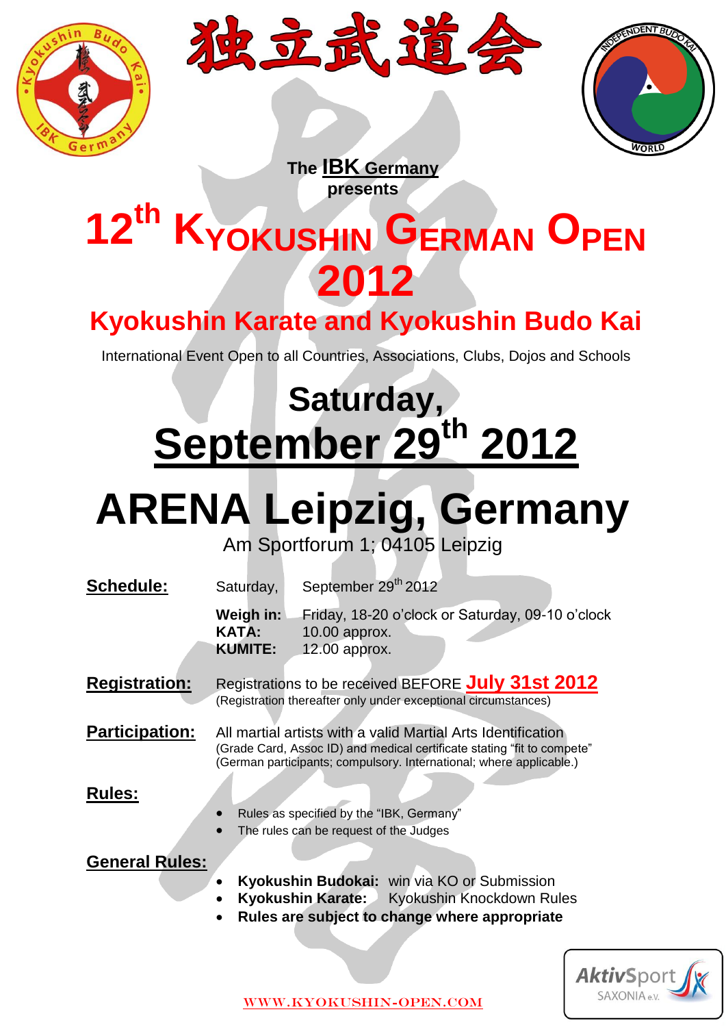独立武道会

The **IBK Germany**
**presents**

# 12th Kyokushin German Open 2012

## Kyokushin Karate and Kyokushin Budo Kai

International Event Open to all Countries, Associations, Clubs, Dojos and Schools

# Saturday, September 29th 2012

# ARENA Leipzig, Germany

Am Sportforum 1; 04105 Leipzig

**Schedule:** Saturday, September 29th 2012

**Weigh in:** Friday, 18-20 o'clock or Saturday, 09-10 o'clock
**KATA:** 10.00 approx.
**KUMITE:** 12.00 approx.

**Registration:** Registrations to be received BEFORE **July 31st 2012**
(Registration thereafter only under exceptional circumstances)

**Participation:** All martial artists with a valid Martial Arts Identification
(Grade Card, Assoc ID) and medical certificate stating "fit to compete"
(German participants; compulsory. International; where applicable.)

**Rules:**

- Rules as specified by the "IBK, Germany"
- The rules can be request of the Judges

**General Rules:**

- **Kyokushin Budokai:** win via KO or Submission
- **Kyokushin Karate:** Kyokushin Knockdown Rules
- **Rules are subject to change where appropriate**

WWW.KYOKUSHIN-OPEN.COM

AktivSport SAXONIA e.V.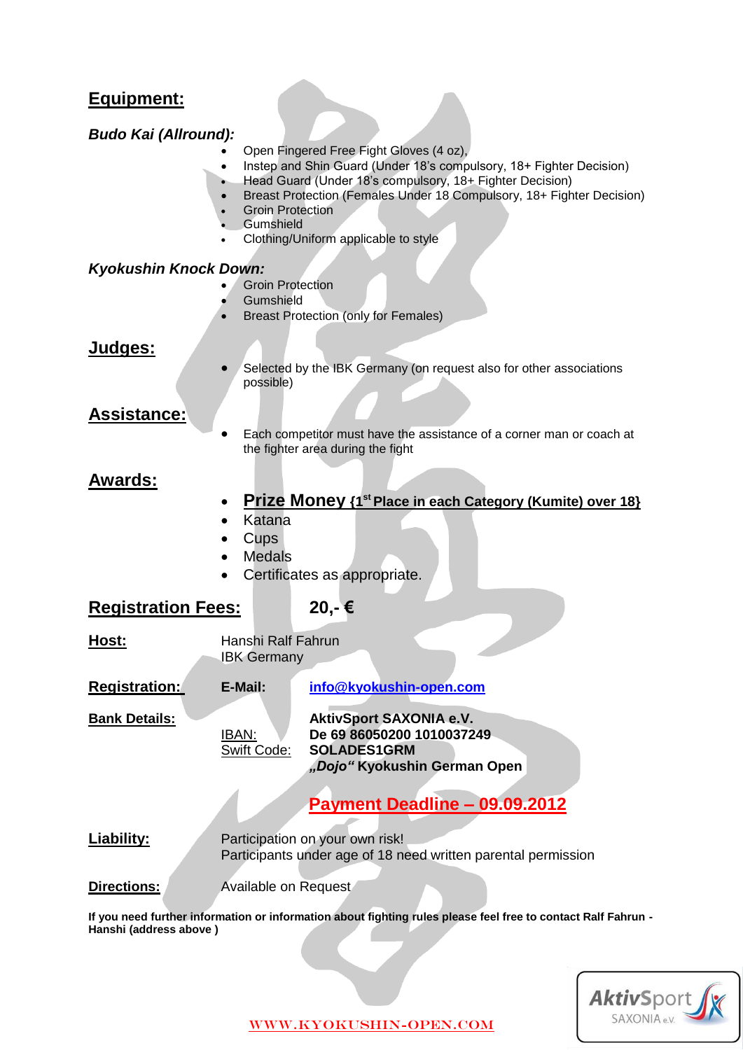## Equipment:

### *Budo Kai (Allround):*

- Open Fingered Free Fight Gloves (4 oz),
- Instep and Shin Guard (Under 18's compulsory, 18+ Fighter Decision)
- Head Guard (Under 18's compulsory, 18+ Fighter Decision)
- Breast Protection (Females Under 18 Compulsory, 18+ Fighter Decision)
- Groin Protection
- Gumshield
- Clothing/Uniform applicable to style

### *Kyokushin Knock Down:*

- Groin Protection
- Gumshield
- Breast Protection (only for Females)

## Judges:

- Selected by the IBK Germany (on request also for other associations possible)

## Assistance:

- Each competitor must have the assistance of a corner man or coach at the fighter area during the fight

## Awards:

- **Prize Money {1st Place in each Category (Kumite) over 18}**
- Katana
- Cups
- Medals
- Certificates as appropriate.

## Registration Fees: 20,- €

**Host:** Hanshi Ralf Fahrun
IBK Germany

**Registration:** **E-Mail:** **info@kyokushin-open.com**

**Bank Details:** **AktivSport SAXONIA e.V.**
IBAN: **De 69 86050200 1010037249**
Swift Code: **SOLADES1GRM**
***„Dojo"* Kyokushin German Open**

**Payment Deadline – 09.09.2012**

**Liability:** Participation on your own risk!
Participants under age of 18 need written parental permission

**Directions:** Available on Request

**If you need further information or information about fighting rules please feel free to contact Ralf Fahrun - Hanshi (address above )**

WWW.KYOKUSHIN-OPEN.COM

AktivSport SAXONIA e.V.